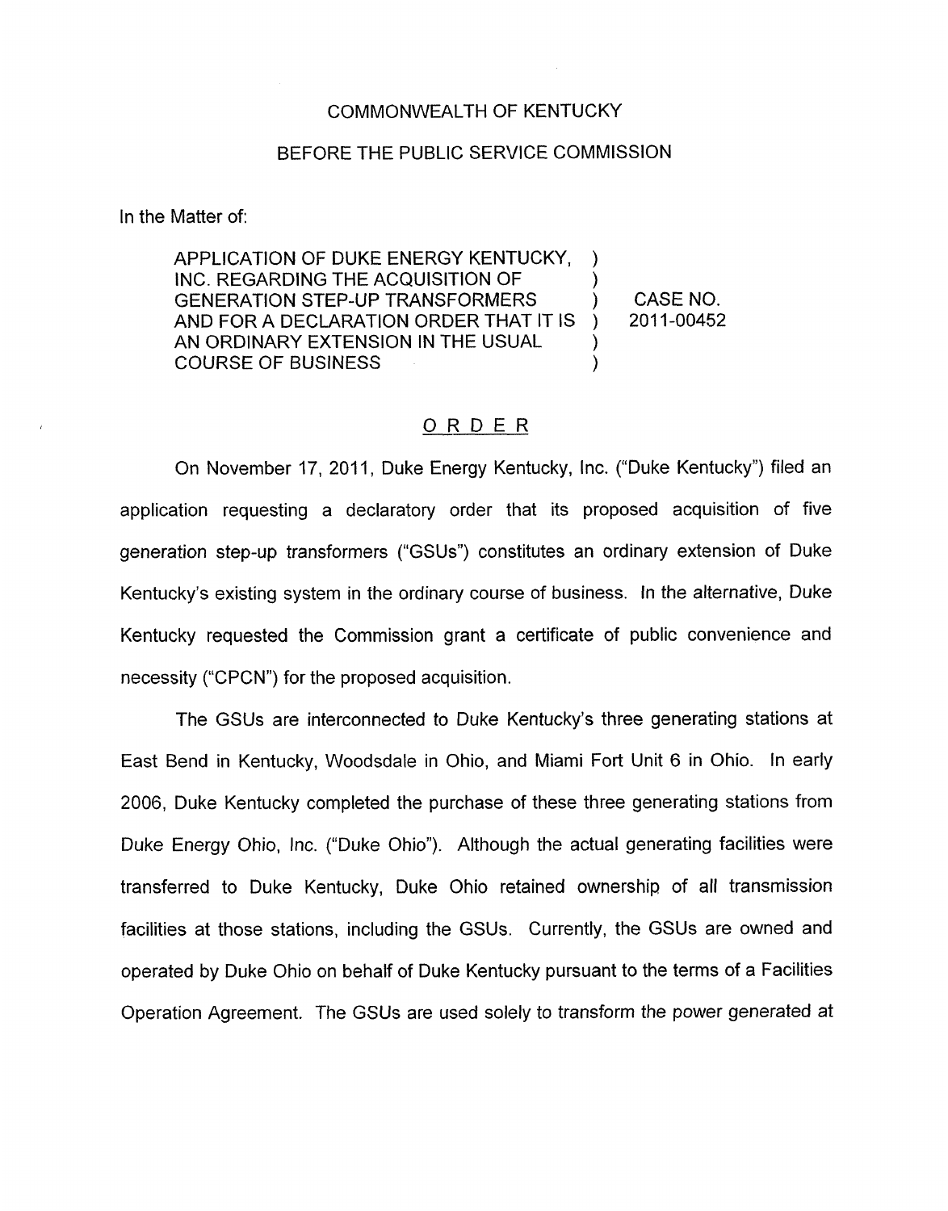COMMONWEALTH OF KENTUCKY

BEFORE THE PUBLIC SERVICE COMMISSION

In the Matter of:

| | | |
|---|---|---|
| APPLICATION OF DUKE ENERGY KENTUCKY, INC. REGARDING THE ACQUISITION OF GENERATION STEP-UP TRANSFORMERS AND FOR A DECLARATION ORDER THAT IT IS AN ORDINARY EXTENSION IN THE USUAL COURSE OF BUSINESS | ) ) ) ) ) ) | CASE NO. 2011-00452 |

## ORDER

On November 17, 2011, Duke Energy Kentucky, Inc. ("Duke Kentucky") filed an application requesting a declaratory order that its proposed acquisition of five generation step-up transformers ("GSUs") constitutes an ordinary extension of Duke Kentucky's existing system in the ordinary course of business. In the alternative, Duke Kentucky requested the Commission grant a certificate of public convenience and necessity ("CPCN") for the proposed acquisition.

The GSUs are interconnected to Duke Kentucky's three generating stations at East Bend in Kentucky, Woodsdale in Ohio, and Miami Fort Unit 6 in Ohio. In early 2006, Duke Kentucky completed the purchase of these three generating stations from Duke Energy Ohio, Inc. ("Duke Ohio"). Although the actual generating facilities were transferred to Duke Kentucky, Duke Ohio retained ownership of all transmission facilities at those stations, including the GSUs. Currently, the GSUs are owned and operated by Duke Ohio on behalf of Duke Kentucky pursuant to the terms of a Facilities Operation Agreement. The GSUs are used solely to transform the power generated at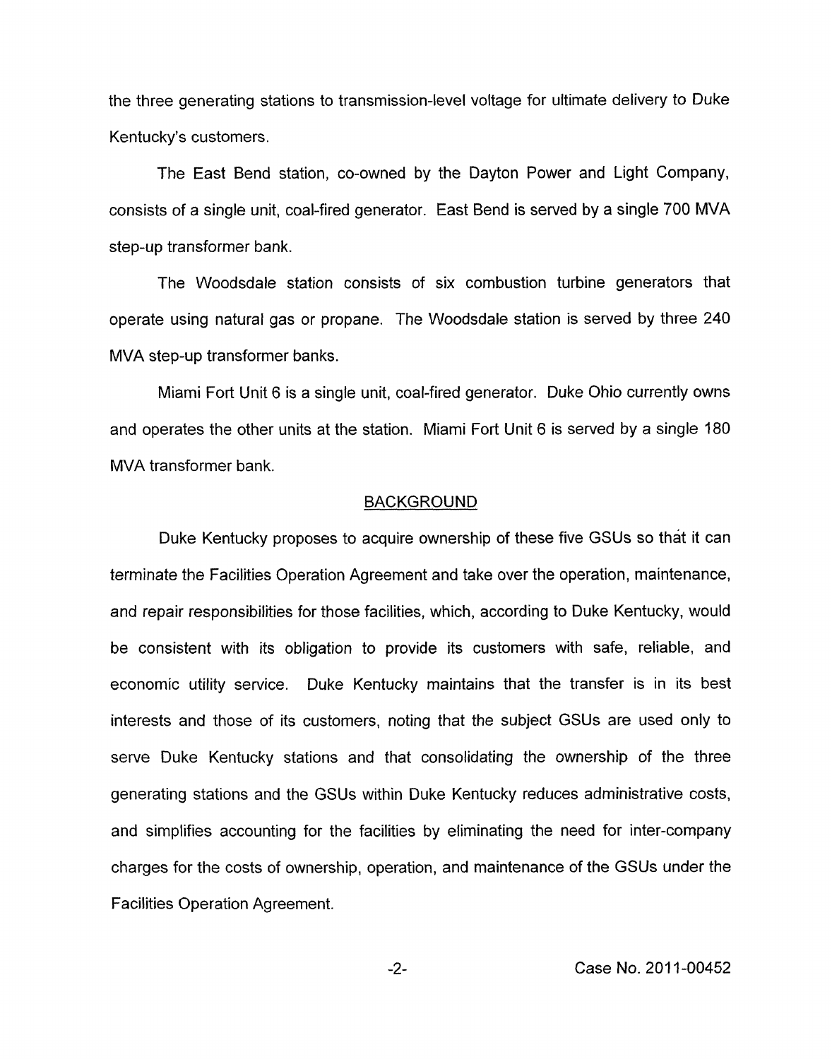the three generating stations to transmission-level voltage for ultimate delivery to Duke Kentucky's customers.

The East Bend station, co-owned by the Dayton Power and Light Company, consists of a single unit, coal-fired generator. East Bend is served by a single 700 MVA step-up transformer bank.

The Woodsdale station consists of six combustion turbine generators that operate using natural gas or propane. The Woodsdale station is served by three 240 MVA step-up transformer banks.

Miami Fort Unit 6 is a single unit, coal-fired generator. Duke Ohio currently owns and operates the other units at the station. Miami Fort Unit 6 is served by a single 180 MVA transformer bank.

## BACKGROUND

Duke Kentucky proposes to acquire ownership of these five GSUs so that it can terminate the Facilities Operation Agreement and take over the operation, maintenance, and repair responsibilities for those facilities, which, according to Duke Kentucky, would be consistent with its obligation to provide its customers with safe, reliable, and economic utility service. Duke Kentucky maintains that the transfer is in its best interests and those of its customers, noting that the subject GSUs are used only to serve Duke Kentucky stations and that consolidating the ownership of the three generating stations and the GSUs within Duke Kentucky reduces administrative costs, and simplifies accounting for the facilities by eliminating the need for inter-company charges for the costs of ownership, operation, and maintenance of the GSUs under the Facilities Operation Agreement.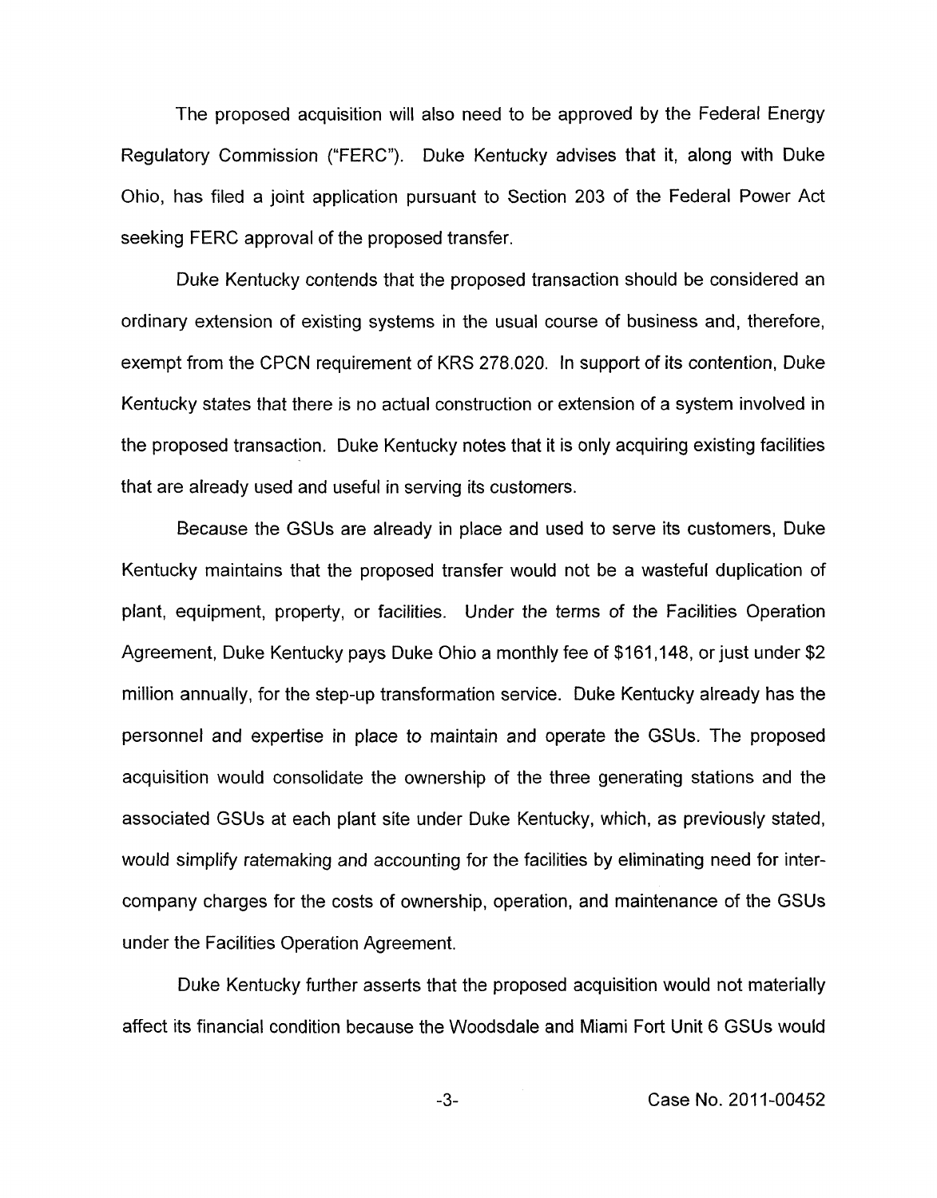The proposed acquisition will also need to be approved by the Federal Energy Regulatory Commission ("FERC"). Duke Kentucky advises that it, along with Duke Ohio, has filed a joint application pursuant to Section 203 of the Federal Power Act seeking FERC approval of the proposed transfer.

Duke Kentucky contends that the proposed transaction should be considered an ordinary extension of existing systems in the usual course of business and, therefore, exempt from the CPCN requirement of KRS 278.020. In support of its contention, Duke Kentucky states that there is no actual construction or extension of a system involved in the proposed transaction. Duke Kentucky notes that it is only acquiring existing facilities that are already used and useful in serving its customers.

Because the GSUs are already in place and used to serve its customers, Duke Kentucky maintains that the proposed transfer would not be a wasteful duplication of plant, equipment, property, or facilities. Under the terms of the Facilities Operation Agreement, Duke Kentucky pays Duke Ohio a monthly fee of $161,148, or just under $2 million annually, for the step-up transformation service. Duke Kentucky already has the personnel and expertise in place to maintain and operate the GSUs. The proposed acquisition would consolidate the ownership of the three generating stations and the associated GSUs at each plant site under Duke Kentucky, which, as previously stated, would simplify ratemaking and accounting for the facilities by eliminating need for inter-company charges for the costs of ownership, operation, and maintenance of the GSUs under the Facilities Operation Agreement.

Duke Kentucky further asserts that the proposed acquisition would not materially affect its financial condition because the Woodsdale and Miami Fort Unit 6 GSUs would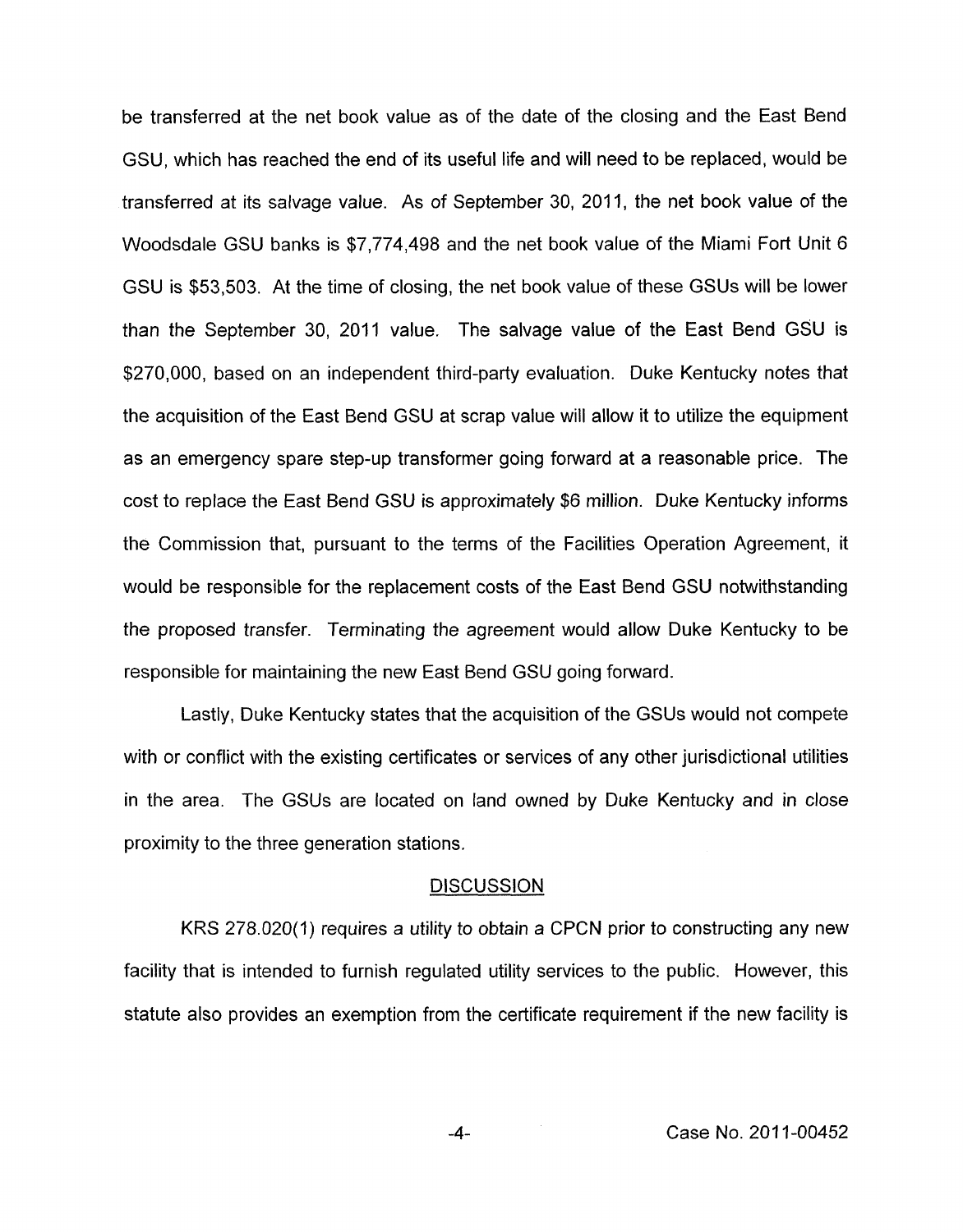be transferred at the net book value as of the date of the closing and the East Bend GSU, which has reached the end of its useful life and will need to be replaced, would be transferred at its salvage value. As of September 30, 2011, the net book value of the Woodsdale GSU banks is $7,774,498 and the net book value of the Miami Fort Unit 6 GSU is $53,503. At the time of closing, the net book value of these GSUs will be lower than the September 30, 2011 value. The salvage value of the East Bend GSU is $270,000, based on an independent third-party evaluation. Duke Kentucky notes that the acquisition of the East Bend GSU at scrap value will allow it to utilize the equipment as an emergency spare step-up transformer going forward at a reasonable price. The cost to replace the East Bend GSU is approximately $6 million. Duke Kentucky informs the Commission that, pursuant to the terms of the Facilities Operation Agreement, it would be responsible for the replacement costs of the East Bend GSU notwithstanding the proposed transfer. Terminating the agreement would allow Duke Kentucky to be responsible for maintaining the new East Bend GSU going forward.

Lastly, Duke Kentucky states that the acquisition of the GSUs would not compete with or conflict with the existing certificates or services of any other jurisdictional utilities in the area. The GSUs are located on land owned by Duke Kentucky and in close proximity to the three generation stations.

## DISCUSSION

KRS 278.020(1) requires a utility to obtain a CPCN prior to constructing any new facility that is intended to furnish regulated utility services to the public. However, this statute also provides an exemption from the certificate requirement if the new facility is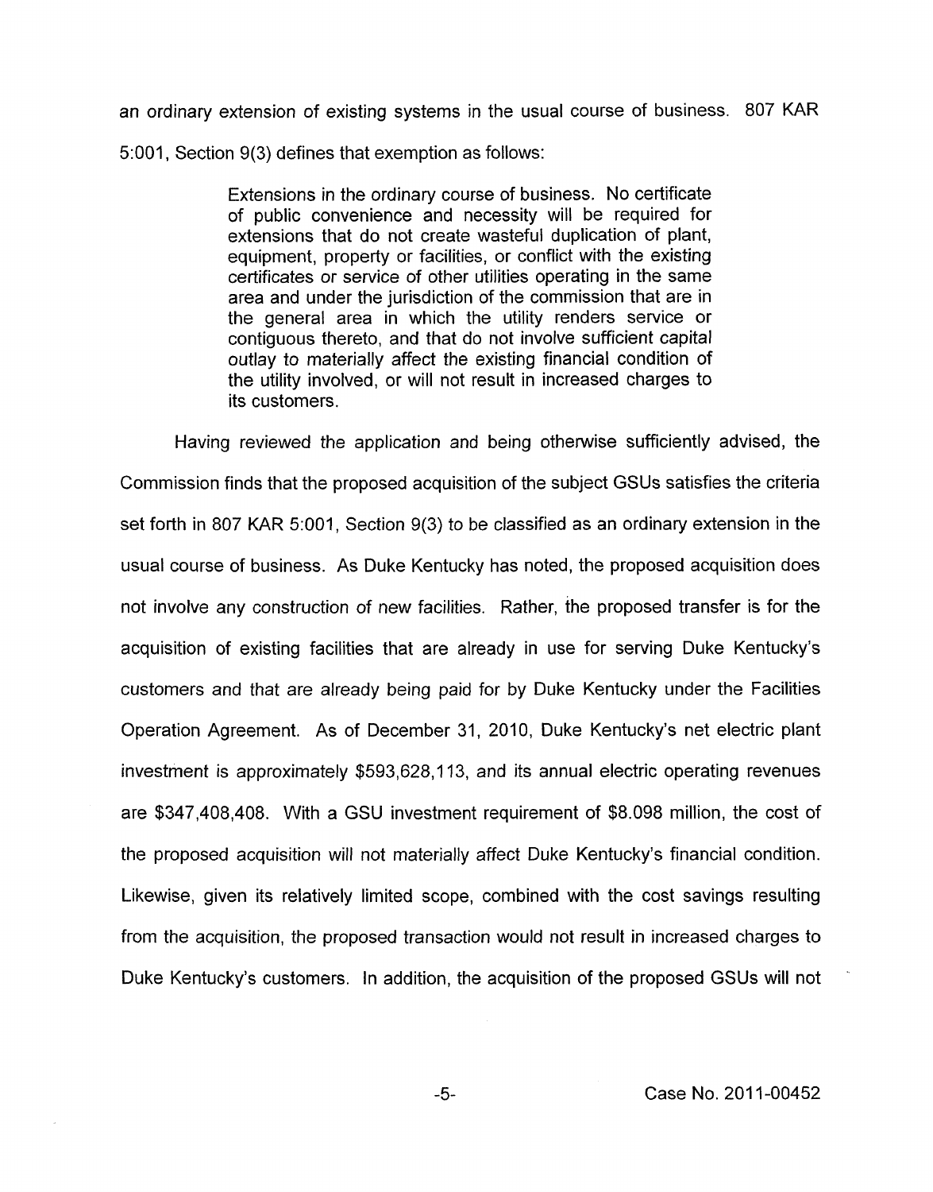an ordinary extension of existing systems in the usual course of business. 807 KAR 5:001, Section 9(3) defines that exemption as follows:

> Extensions in the ordinary course of business. No certificate of public convenience and necessity will be required for extensions that do not create wasteful duplication of plant, equipment, property or facilities, or conflict with the existing certificates or service of other utilities operating in the same area and under the jurisdiction of the commission that are in the general area in which the utility renders service or contiguous thereto, and that do not involve sufficient capital outlay to materially affect the existing financial condition of the utility involved, or will not result in increased charges to its customers.

Having reviewed the application and being otherwise sufficiently advised, the Commission finds that the proposed acquisition of the subject GSUs satisfies the criteria set forth in 807 KAR 5:001, Section 9(3) to be classified as an ordinary extension in the usual course of business. As Duke Kentucky has noted, the proposed acquisition does not involve any construction of new facilities. Rather, the proposed transfer is for the acquisition of existing facilities that are already in use for serving Duke Kentucky's customers and that are already being paid for by Duke Kentucky under the Facilities Operation Agreement. As of December 31, 2010, Duke Kentucky's net electric plant investment is approximately $593,628,113, and its annual electric operating revenues are $347,408,408. With a GSU investment requirement of $8.098 million, the cost of the proposed acquisition will not materially affect Duke Kentucky's financial condition. Likewise, given its relatively limited scope, combined with the cost savings resulting from the acquisition, the proposed transaction would not result in increased charges to Duke Kentucky's customers. In addition, the acquisition of the proposed GSUs will not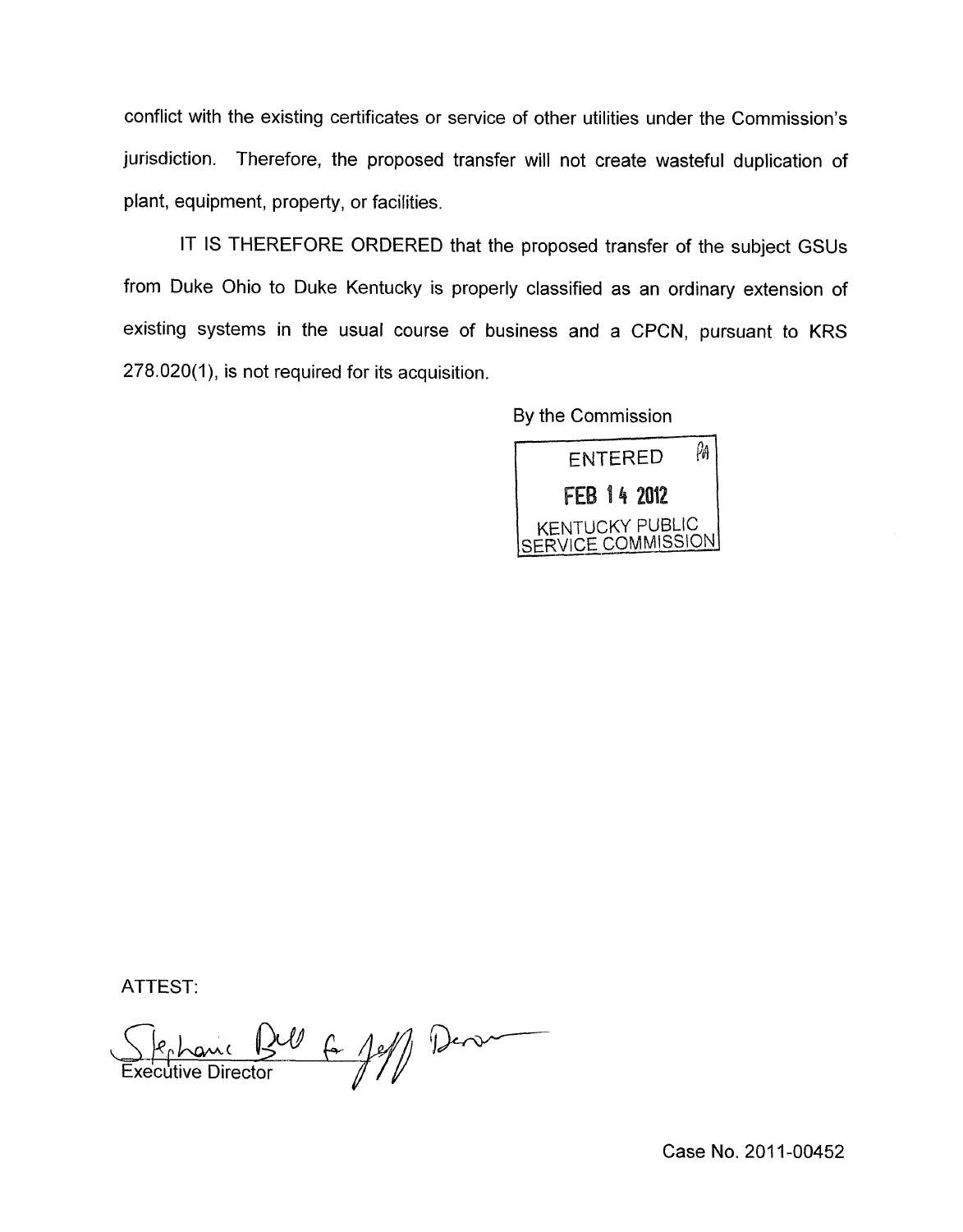conflict with the existing certificates or service of other utilities under the Commission's jurisdiction. Therefore, the proposed transfer will not create wasteful duplication of plant, equipment, property, or facilities.

IT IS THEREFORE ORDERED that the proposed transfer of the subject GSUs from Duke Ohio to Duke Kentucky is properly classified as an ordinary extension of existing systems in the usual course of business and a CPCN, pursuant to KRS 278.020(1), is not required for its acquisition.

By the Commission

ENTERED
FEB 14 2012
KENTUCKY PUBLIC SERVICE COMMISSION

ATTEST:

Executive Director

Case No. 2011-00452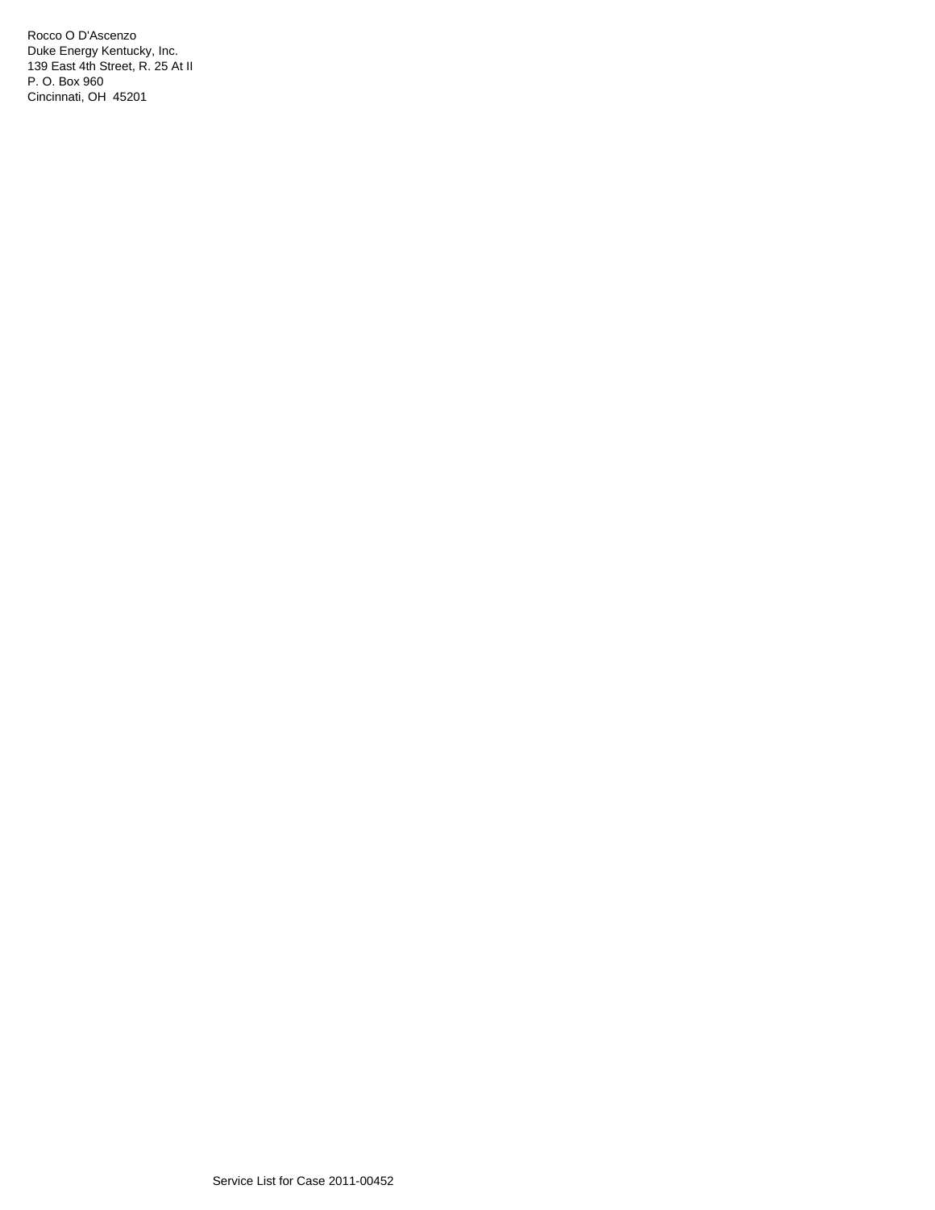Rocco O D'Ascenzo
Duke Energy Kentucky, Inc.
139 East 4th Street, R. 25 At II
P. O. Box 960
Cincinnati, OH 45201